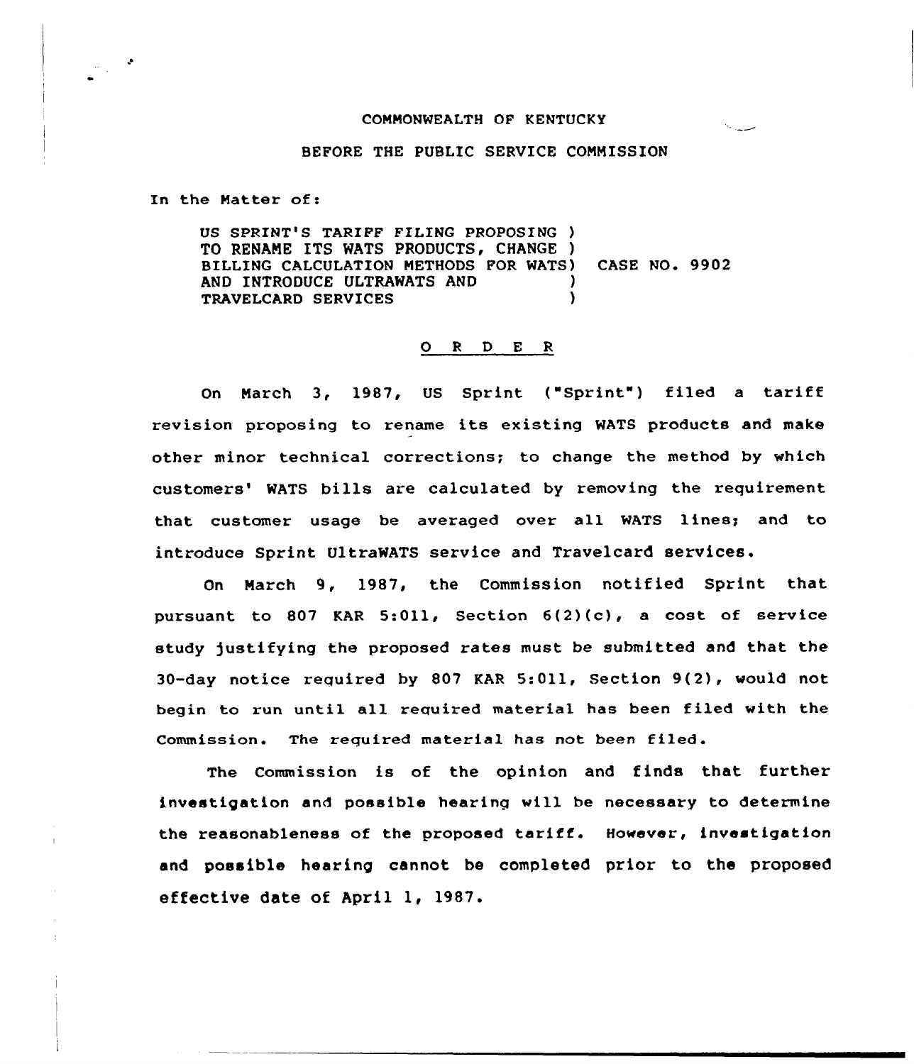COMMONWEALTH OF KENTUCKY

BEFORE THE PUBLIC SERVICE COMMISSION

In the Matter of:

US SPRINT'S TARIFF FILING PROPOSING ) TO RENAME ITS WATS PRODUCTS, CHANGE ) BILLING CALCULATION METHODS FOR WATS) AND INTRODUCE ULTRAWATS AND ) TRAVELCARD SERVICES ) CASE NO. 9902

## O R D E R

On March 3, 1987, US Sprint ("Sprint") filed a tariff revision proposing to rename its existing WATS products and make other minor technical corrections; to change the method by which customers' WATS bills are calculated by removing the requirement that customer usage be averaged over all WATS lines; and to introduce Sprint UltraWATS service and Travelcard services.

On March 9, 1987, the Commission notified Sprint that pursuant to 807 KAR 5:011, Section 6(2)(c), a cost of service study justifying the proposed rates must be submitted and that the 30-day notice required by 807 KAR 5:011, Section 9(2), would not begin to run until all required material has been filed with the Commission. The required material has not been filed.

The Commission is of the opinion and finds that further investigation and possible hearing will be necessary to determine the reasonableness of the proposed tariff. However, investigation and possible hearing cannot be completed prior to the proposed effective date of April 1, 1987.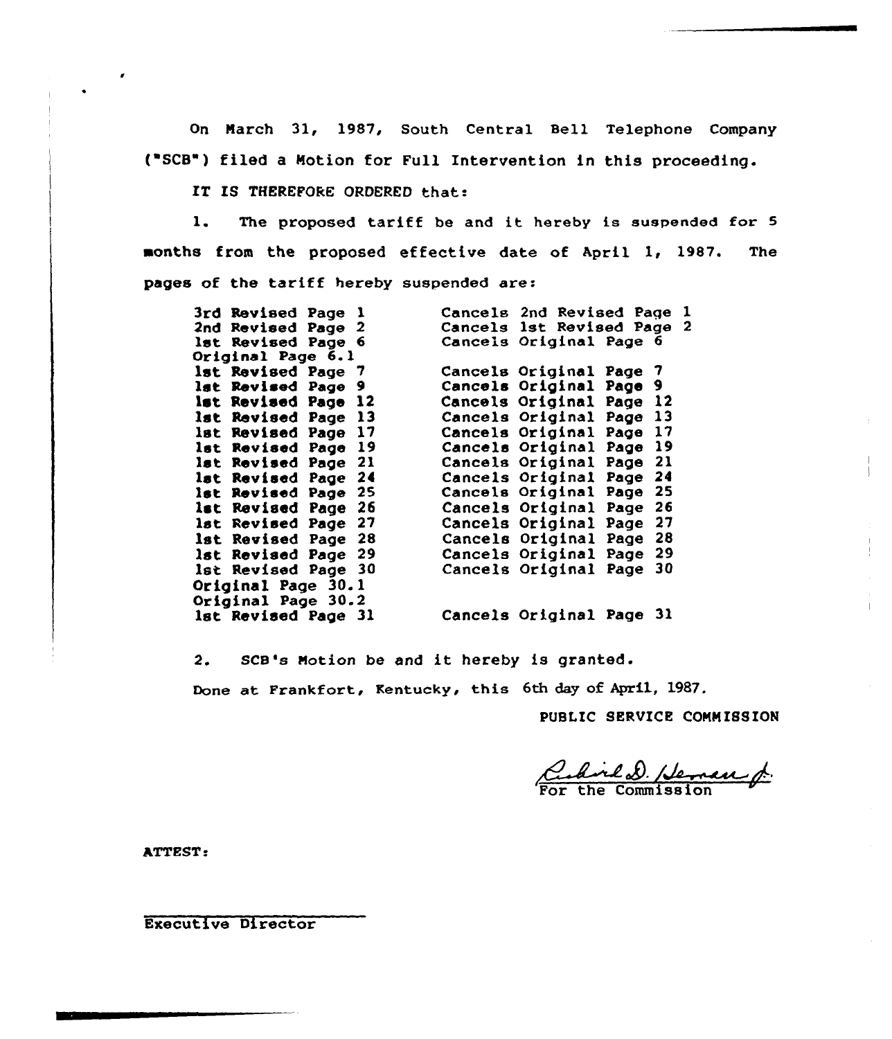On March 31, 1987, South Central Bell Telephone Company ("SCB") filed a Motion for Full Intervention in this proceeding.

IT IS THEREFORE ORDERED that:

1. The proposed tariff be and it hereby is suspended for 5 months from the proposed effective date of April 1, 1987. The pages of the tariff hereby suspended are:

| | |
|---|---|
| 3rd Revised Page 1 | Cancels 2nd Revised Page 1 |
| 2nd Revised Page 2 | Cancels 1st Revised Page 2 |
| 1st Revised Page 6 | Cancels Original Page 6 |
| Original Page 6.1 | |
| 1st Revised Page 7 | Cancels Original Page 7 |
| 1st Revised Page 9 | Cancels Original Page 9 |
| 1st Revised Page 12 | Cancels Original Page 12 |
| 1st Revised Page 13 | Cancels Original Page 13 |
| 1st Revised Page 17 | Cancels Original Page 17 |
| 1st Revised Page 19 | Cancels Original Page 19 |
| 1st Revised Page 21 | Cancels Original Page 21 |
| 1st Revised Page 24 | Cancels Original Page 24 |
| 1st Revised Page 25 | Cancels Original Page 25 |
| 1st Revised Page 26 | Cancels Original Page 26 |
| 1st Revised Page 27 | Cancels Original Page 27 |
| 1st Revised Page 28 | Cancels Original Page 28 |
| 1st Revised Page 29 | Cancels Original Page 29 |
| 1st Revised Page 30 | Cancels Original Page 30 |
| Original Page 30.1 | |
| Original Page 30.2 | |
| 1st Revised Page 31 | Cancels Original Page 31 |

2. SCB's Motion be and it hereby is granted.

Done at Frankfort, Kentucky, this 6th day of April, 1987.

PUBLIC SERVICE COMMISSION

Richard D. Heman Jr.
For the Commission

ATTEST:

Executive Director